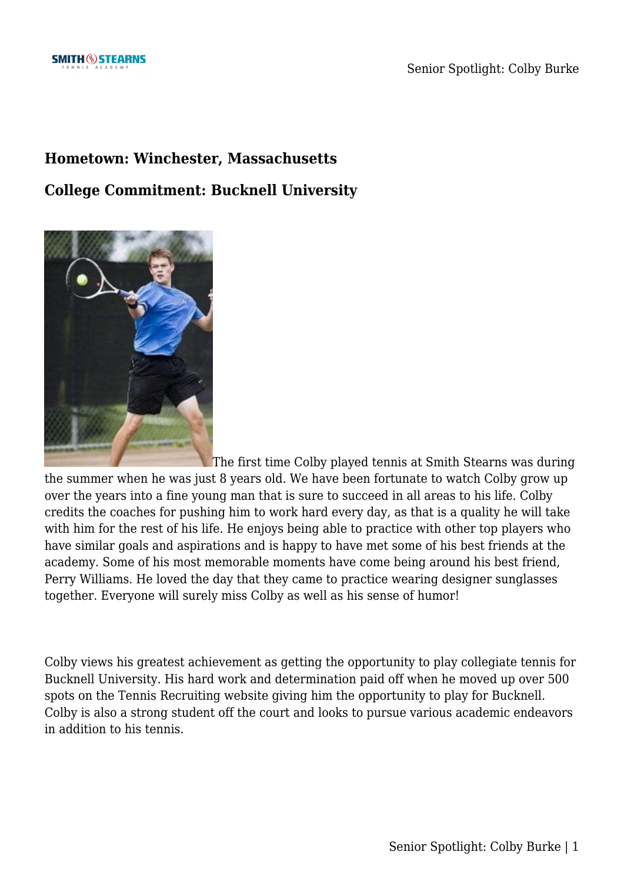**Hometown: Winchester, Massachusetts**

**College Commitment: Bucknell University**

The first time Colby played tennis at Smith Stearns was during the summer when he was just 8 years old. We have been fortunate to watch Colby grow up over the years into a fine young man that is sure to succeed in all areas to his life. Colby credits the coaches for pushing him to work hard every day, as that is a quality he will take with him for the rest of his life. He enjoys being able to practice with other top players who have similar goals and aspirations and is happy to have met some of his best friends at the academy. Some of his most memorable moments have come being around his best friend, Perry Williams. He loved the day that they came to practice wearing designer sunglasses together. Everyone will surely miss Colby as well as his sense of humor!

Colby views his greatest achievement as getting the opportunity to play collegiate tennis for Bucknell University. His hard work and determination paid off when he moved up over 500 spots on the Tennis Recruiting website giving him the opportunity to play for Bucknell. Colby is also a strong student off the court and looks to pursue various academic endeavors in addition to his tennis.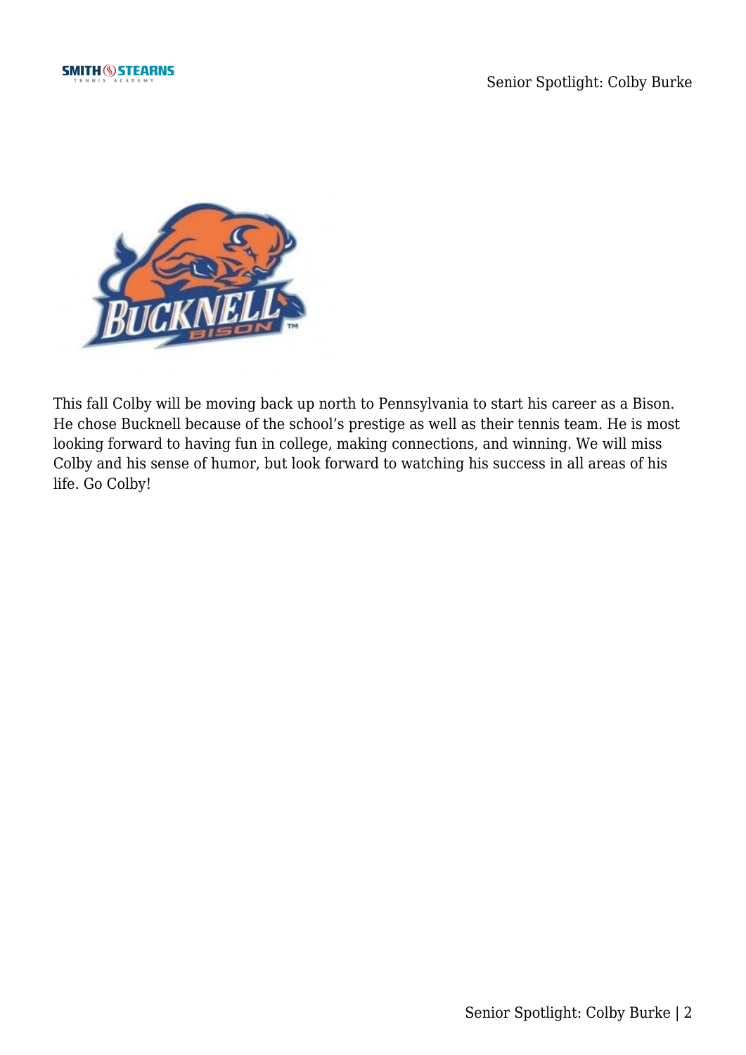This fall Colby will be moving back up north to Pennsylvania to start his career as a Bison. He chose Bucknell because of the school's prestige as well as their tennis team. He is most looking forward to having fun in college, making connections, and winning. We will miss Colby and his sense of humor, but look forward to watching his success in all areas of his life. Go Colby!